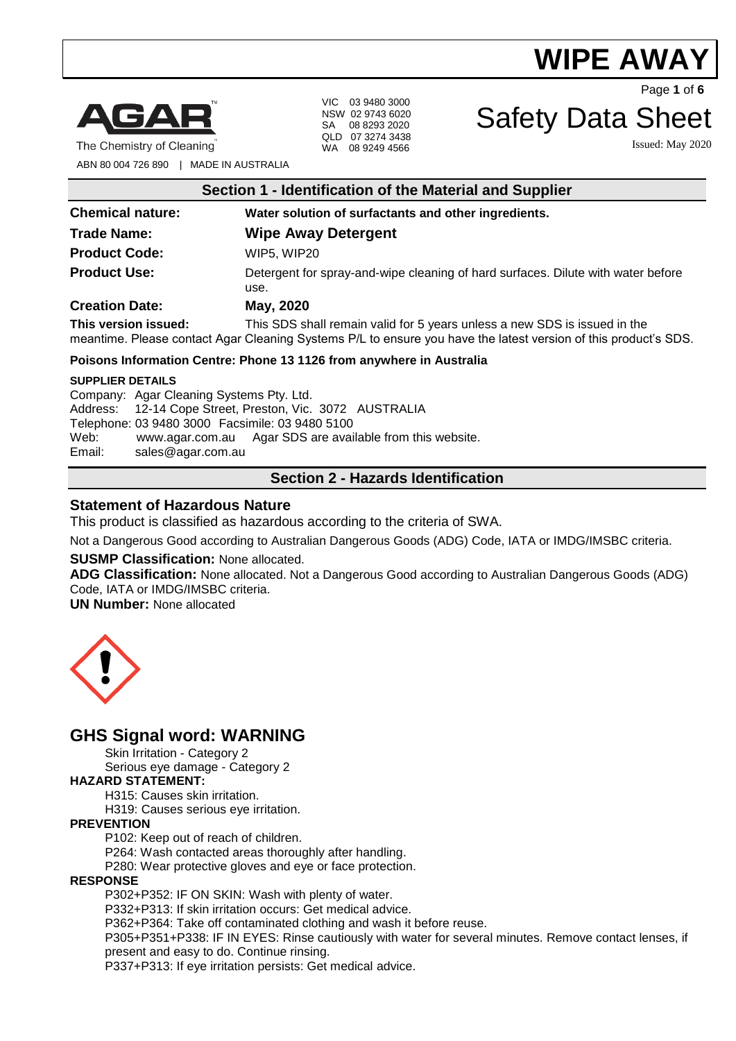# WIPE AWAY

AGAR
The Chemistry of Cleaning

ABN 80 004 726 890 | MADE IN AUSTRALIA

VIC 03 9480 3000
NSW 02 9743 6020
SA 08 8293 2020
QLD 07 3274 3438
WA 08 9249 4566

# Safety Data Sheet

Issued: May 2020

## Section 1 - Identification of the Material and Supplier

| | |
|---|---|
| **Chemical nature:** | **Water solution of surfactants and other ingredients.** |
| **Trade Name:** | **Wipe Away Detergent** |
| **Product Code:** | WIP5, WIP20 |
| **Product Use:** | Detergent for spray-and-wipe cleaning of hard surfaces. Dilute with water before use. |
| **Creation Date:** | **May, 2020** |

**This version issued:** This SDS shall remain valid for 5 years unless a new SDS is issued in the meantime. Please contact Agar Cleaning Systems P/L to ensure you have the latest version of this product's SDS.

**Poisons Information Centre: Phone 13 1126 from anywhere in Australia**

**SUPPLIER DETAILS**

Company: Agar Cleaning Systems Pty. Ltd.
Address: 12-14 Cope Street, Preston, Vic. 3072 AUSTRALIA
Telephone: 03 9480 3000 Facsimile: 03 9480 5100
Web: www.agar.com.au Agar SDS are available from this website.
Email: sales@agar.com.au

## Section 2 - Hazards Identification

### Statement of Hazardous Nature

This product is classified as hazardous according to the criteria of SWA.

Not a Dangerous Good according to Australian Dangerous Goods (ADG) Code, IATA or IMDG/IMSBC criteria.

**SUSMP Classification:** None allocated.

**ADG Classification:** None allocated. Not a Dangerous Good according to Australian Dangerous Goods (ADG) Code, IATA or IMDG/IMSBC criteria.

**UN Number:** None allocated

## GHS Signal word: WARNING

Skin Irritation - Category 2
Serious eye damage - Category 2

**HAZARD STATEMENT:**

H315: Causes skin irritation.
H319: Causes serious eye irritation.

**PREVENTION**

P102: Keep out of reach of children.
P264: Wash contacted areas thoroughly after handling.
P280: Wear protective gloves and eye or face protection.

**RESPONSE**

P302+P352: IF ON SKIN: Wash with plenty of water.
P332+P313: If skin irritation occurs: Get medical advice.
P362+P364: Take off contaminated clothing and wash it before reuse.
P305+P351+P338: IF IN EYES: Rinse cautiously with water for several minutes. Remove contact lenses, if present and easy to do. Continue rinsing.
P337+P313: If eye irritation persists: Get medical advice.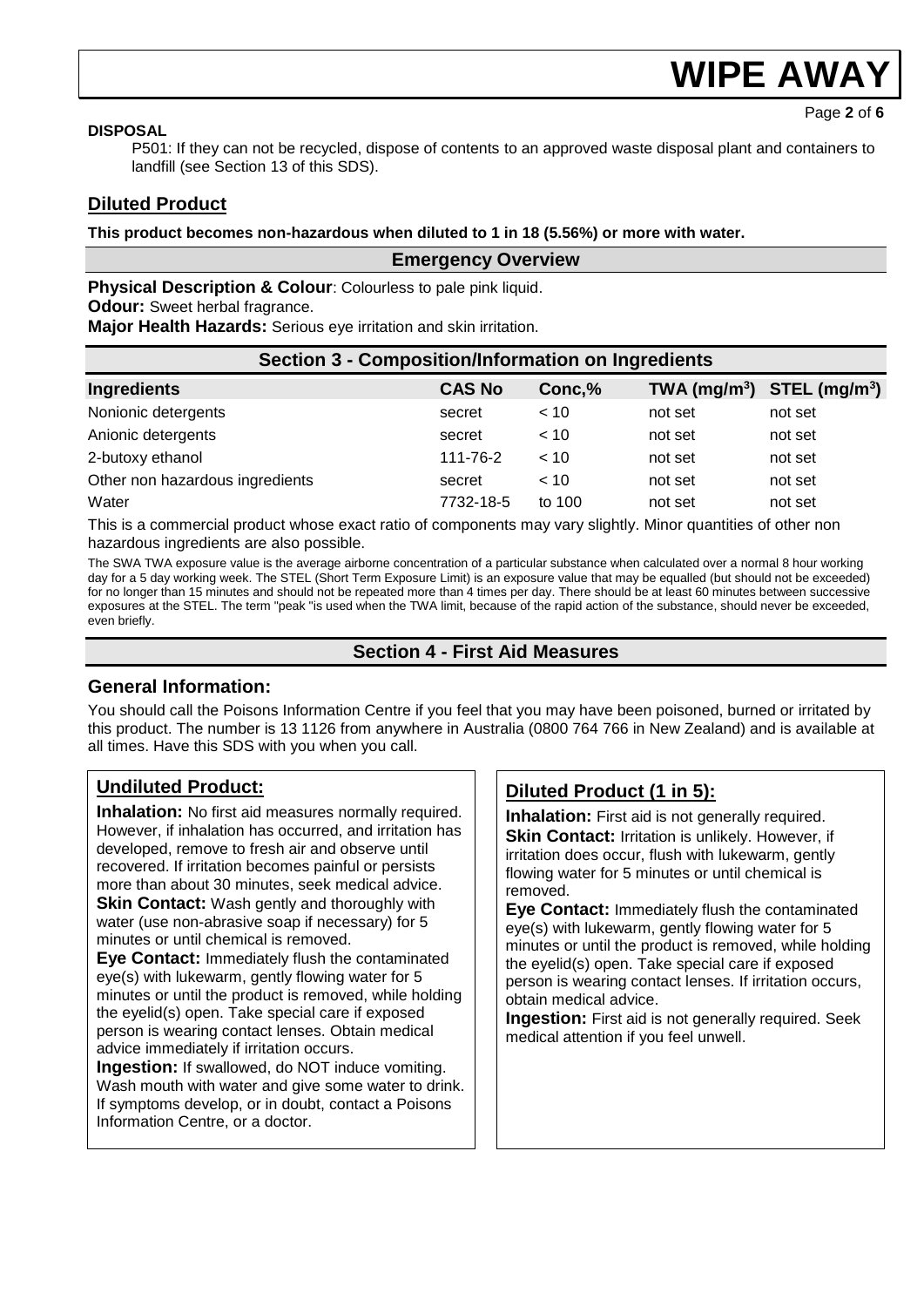**DISPOSAL**

P501: If they can not be recycled, dispose of contents to an approved waste disposal plant and containers to landfill (see Section 13 of this SDS).

## Diluted Product

**This product becomes non-hazardous when diluted to 1 in 18 (5.56%) or more with water.**

### Emergency Overview

**Physical Description & Colour**: Colourless to pale pink liquid.

**Odour:** Sweet herbal fragrance.

**Major Health Hazards:** Serious eye irritation and skin irritation.

## Section 3 - Composition/Information on Ingredients

| Ingredients | CAS No | Conc,% | TWA ($mg/m^3$) | STEL ($mg/m^3$) |
|---|---|---|---|---|
| Nonionic detergents | secret | < 10 | not set | not set |
| Anionic detergents | secret | < 10 | not set | not set |
| 2-butoxy ethanol | 111-76-2 | < 10 | not set | not set |
| Other non hazardous ingredients | secret | < 10 | not set | not set |
| Water | 7732-18-5 | to 100 | not set | not set |

This is a commercial product whose exact ratio of components may vary slightly. Minor quantities of other non hazardous ingredients are also possible.

The SWA TWA exposure value is the average airborne concentration of a particular substance when calculated over a normal 8 hour working day for a 5 day working week. The STEL (Short Term Exposure Limit) is an exposure value that may be equalled (but should not be exceeded) for no longer than 15 minutes and should not be repeated more than 4 times per day. There should be at least 60 minutes between successive exposures at the STEL. The term "peak "is used when the TWA limit, because of the rapid action of the substance, should never be exceeded, even briefly.

## Section 4 - First Aid Measures

### General Information:

You should call the Poisons Information Centre if you feel that you may have been poisoned, burned or irritated by this product. The number is 13 1126 from anywhere in Australia (0800 764 766 in New Zealand) and is available at all times. Have this SDS with you when you call.

### Undiluted Product:

**Inhalation:** No first aid measures normally required. However, if inhalation has occurred, and irritation has developed, remove to fresh air and observe until recovered. If irritation becomes painful or persists more than about 30 minutes, seek medical advice.

**Skin Contact:** Wash gently and thoroughly with water (use non-abrasive soap if necessary) for 5 minutes or until chemical is removed.

**Eye Contact:** Immediately flush the contaminated eye(s) with lukewarm, gently flowing water for 5 minutes or until the product is removed, while holding the eyelid(s) open. Take special care if exposed person is wearing contact lenses. Obtain medical advice immediately if irritation occurs.

**Ingestion:** If swallowed, do NOT induce vomiting. Wash mouth with water and give some water to drink. If symptoms develop, or in doubt, contact a Poisons Information Centre, or a doctor.

### Diluted Product (1 in 5):

**Inhalation:** First aid is not generally required.

**Skin Contact:** Irritation is unlikely. However, if irritation does occur, flush with lukewarm, gently flowing water for 5 minutes or until chemical is removed.

**Eye Contact:** Immediately flush the contaminated eye(s) with lukewarm, gently flowing water for 5 minutes or until the product is removed, while holding the eyelid(s) open. Take special care if exposed person is wearing contact lenses. If irritation occurs, obtain medical advice.

**Ingestion:** First aid is not generally required. Seek medical attention if you feel unwell.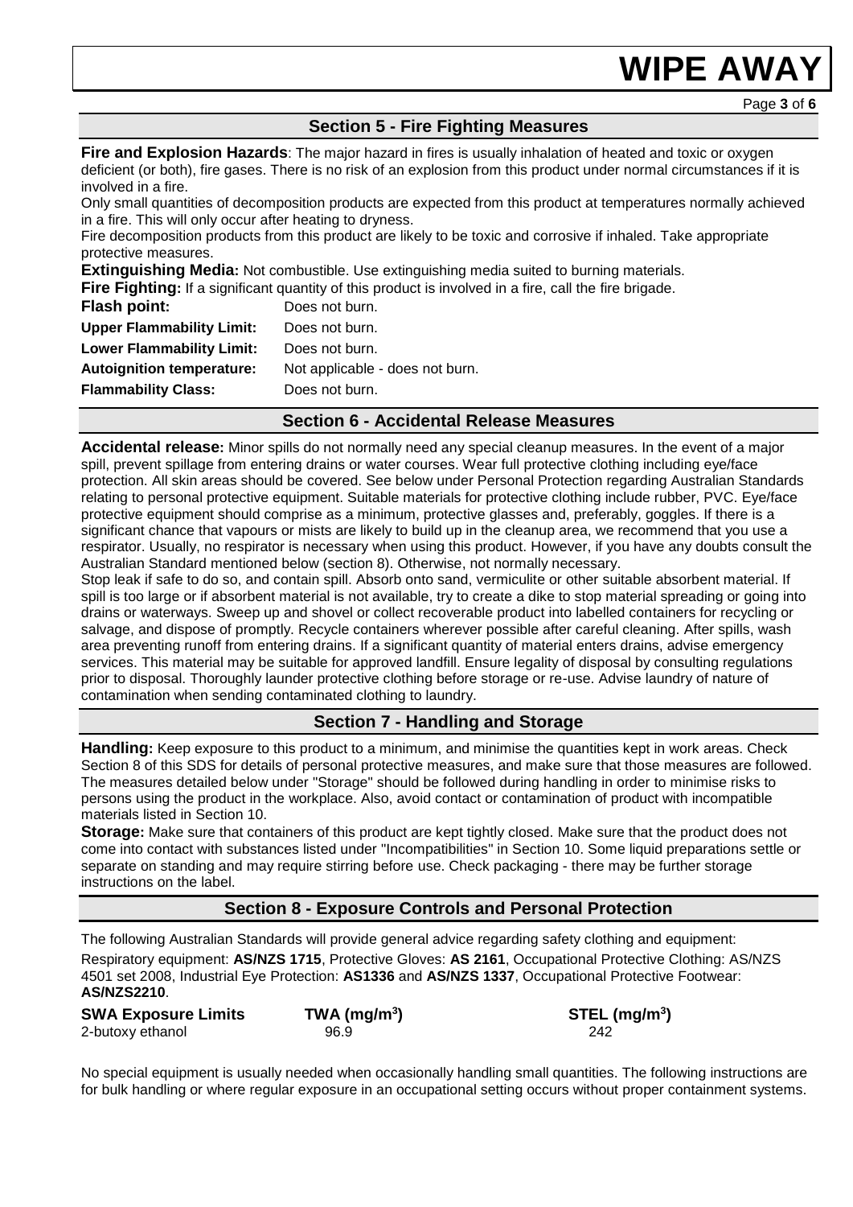## Section 5 - Fire Fighting Measures

**Fire and Explosion Hazards**: The major hazard in fires is usually inhalation of heated and toxic or oxygen deficient (or both), fire gases. There is no risk of an explosion from this product under normal circumstances if it is involved in a fire.

Only small quantities of decomposition products are expected from this product at temperatures normally achieved in a fire. This will only occur after heating to dryness.

Fire decomposition products from this product are likely to be toxic and corrosive if inhaled. Take appropriate protective measures.

**Extinguishing Media:** Not combustible. Use extinguishing media suited to burning materials.

**Fire Fighting:** If a significant quantity of this product is involved in a fire, call the fire brigade.

| | |
|---|---|
| **Flash point:** | Does not burn. |
| **Upper Flammability Limit:** | Does not burn. |
| **Lower Flammability Limit:** | Does not burn. |
| **Autoignition temperature:** | Not applicable - does not burn. |
| **Flammability Class:** | Does not burn. |

## Section 6 - Accidental Release Measures

**Accidental release:** Minor spills do not normally need any special cleanup measures. In the event of a major spill, prevent spillage from entering drains or water courses. Wear full protective clothing including eye/face protection. All skin areas should be covered. See below under Personal Protection regarding Australian Standards relating to personal protective equipment. Suitable materials for protective clothing include rubber, PVC. Eye/face protective equipment should comprise as a minimum, protective glasses and, preferably, goggles. If there is a significant chance that vapours or mists are likely to build up in the cleanup area, we recommend that you use a respirator. Usually, no respirator is necessary when using this product. However, if you have any doubts consult the Australian Standard mentioned below (section 8). Otherwise, not normally necessary.

Stop leak if safe to do so, and contain spill. Absorb onto sand, vermiculite or other suitable absorbent material. If spill is too large or if absorbent material is not available, try to create a dike to stop material spreading or going into drains or waterways. Sweep up and shovel or collect recoverable product into labelled containers for recycling or salvage, and dispose of promptly. Recycle containers wherever possible after careful cleaning. After spills, wash area preventing runoff from entering drains. If a significant quantity of material enters drains, advise emergency services. This material may be suitable for approved landfill. Ensure legality of disposal by consulting regulations prior to disposal. Thoroughly launder protective clothing before storage or re-use. Advise laundry of nature of contamination when sending contaminated clothing to laundry.

## Section 7 - Handling and Storage

**Handling:** Keep exposure to this product to a minimum, and minimise the quantities kept in work areas. Check Section 8 of this SDS for details of personal protective measures, and make sure that those measures are followed. The measures detailed below under "Storage" should be followed during handling in order to minimise risks to persons using the product in the workplace. Also, avoid contact or contamination of product with incompatible materials listed in Section 10.

**Storage:** Make sure that containers of this product are kept tightly closed. Make sure that the product does not come into contact with substances listed under "Incompatibilities" in Section 10. Some liquid preparations settle or separate on standing and may require stirring before use. Check packaging - there may be further storage instructions on the label.

## Section 8 - Exposure Controls and Personal Protection

The following Australian Standards will provide general advice regarding safety clothing and equipment:

Respiratory equipment: **AS/NZS 1715**, Protective Gloves: **AS 2161**, Occupational Protective Clothing: AS/NZS 4501 set 2008, Industrial Eye Protection: **AS1336** and **AS/NZS 1337**, Occupational Protective Footwear: **AS/NZS2210**.

| **SWA Exposure Limits** | **TWA (mg/m$^3$)** | **STEL (mg/m$^3$)** |
|---|---|---|
| 2-butoxy ethanol | 96.9 | 242 |

No special equipment is usually needed when occasionally handling small quantities. The following instructions are for bulk handling or where regular exposure in an occupational setting occurs without proper containment systems.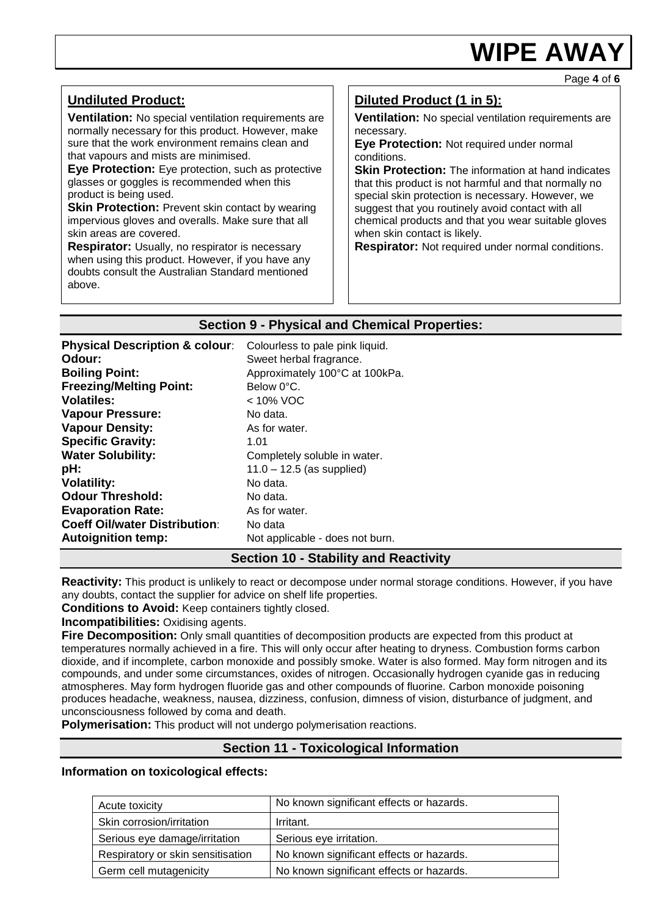### Undiluted Product:

**Ventilation:** No special ventilation requirements are normally necessary for this product. However, make sure that the work environment remains clean and that vapours and mists are minimised.

**Eye Protection:** Eye protection, such as protective glasses or goggles is recommended when this product is being used.

**Skin Protection:** Prevent skin contact by wearing impervious gloves and overalls. Make sure that all skin areas are covered.

**Respirator:** Usually, no respirator is necessary when using this product. However, if you have any doubts consult the Australian Standard mentioned above.

### Diluted Product (1 in 5):

**Ventilation:** No special ventilation requirements are necessary.

**Eye Protection:** Not required under normal conditions.

**Skin Protection:** The information at hand indicates that this product is not harmful and that normally no special skin protection is necessary. However, we suggest that you routinely avoid contact with all chemical products and that you wear suitable gloves when skin contact is likely.

**Respirator:** Not required under normal conditions.

## Section 9 - Physical and Chemical Properties:

| | |
|---|---|
| **Physical Description & colour**: | Colourless to pale pink liquid. |
| **Odour:** | Sweet herbal fragrance. |
| **Boiling Point:** | Approximately 100°C at 100kPa. |
| **Freezing/Melting Point:** | Below 0°C. |
| **Volatiles:** | < 10% VOC |
| **Vapour Pressure:** | No data. |
| **Vapour Density:** | As for water. |
| **Specific Gravity:** | 1.01 |
| **Water Solubility:** | Completely soluble in water. |
| **pH:** | 11.0 – 12.5 (as supplied) |
| **Volatility:** | No data. |
| **Odour Threshold:** | No data. |
| **Evaporation Rate:** | As for water. |
| **Coeff Oil/water Distribution**: | No data |
| **Autoignition temp:** | Not applicable - does not burn. |

## Section 10 - Stability and Reactivity

**Reactivity:** This product is unlikely to react or decompose under normal storage conditions. However, if you have any doubts, contact the supplier for advice on shelf life properties.

**Conditions to Avoid:** Keep containers tightly closed.

**Incompatibilities:** Oxidising agents.

**Fire Decomposition:** Only small quantities of decomposition products are expected from this product at temperatures normally achieved in a fire. This will only occur after heating to dryness. Combustion forms carbon dioxide, and if incomplete, carbon monoxide and possibly smoke. Water is also formed. May form nitrogen and its compounds, and under some circumstances, oxides of nitrogen. Occasionally hydrogen cyanide gas in reducing atmospheres. May form hydrogen fluoride gas and other compounds of fluorine. Carbon monoxide poisoning produces headache, weakness, nausea, dizziness, confusion, dimness of vision, disturbance of judgment, and unconsciousness followed by coma and death.

**Polymerisation:** This product will not undergo polymerisation reactions.

## Section 11 - Toxicological Information

**Information on toxicological effects:**

| | |
|---|---|
| Acute toxicity | No known significant effects or hazards. |
| Skin corrosion/irritation | Irritant. |
| Serious eye damage/irritation | Serious eye irritation. |
| Respiratory or skin sensitisation | No known significant effects or hazards. |
| Germ cell mutagenicity | No known significant effects or hazards. |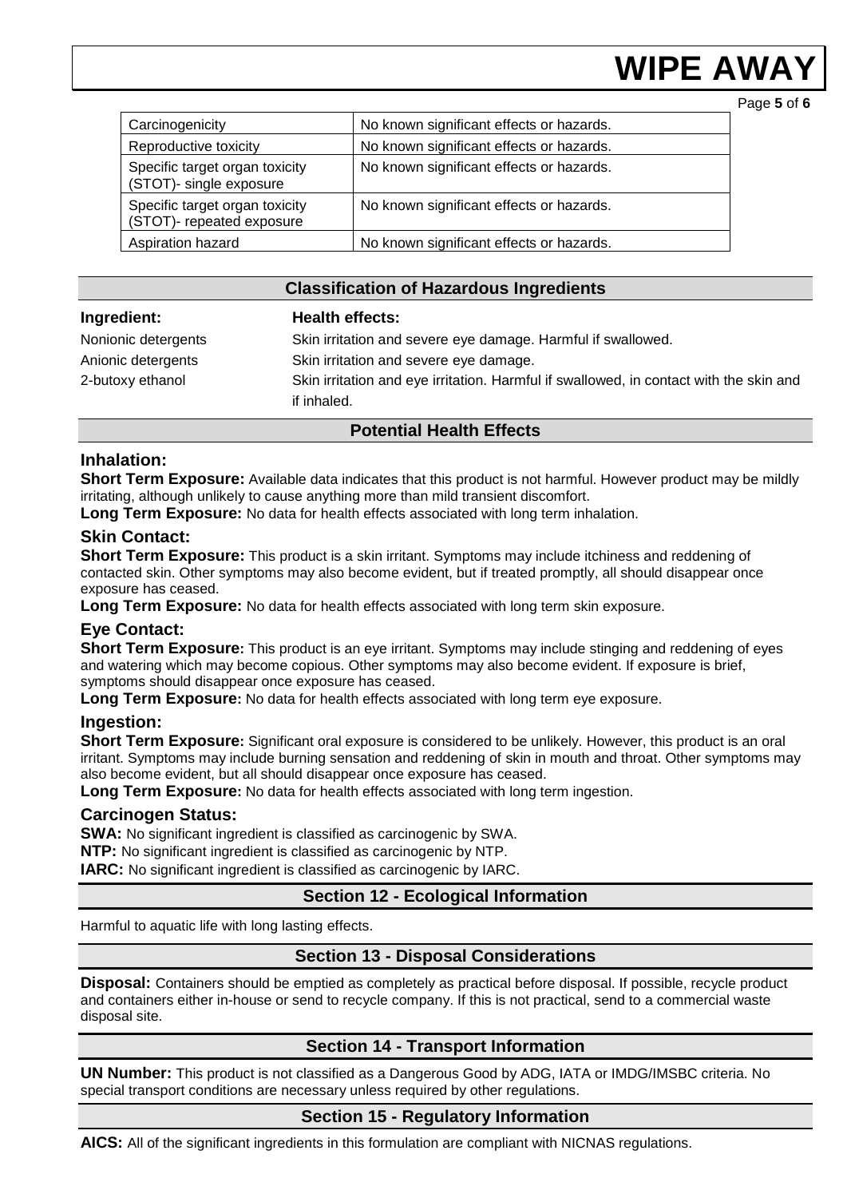| Carcinogenicity | No known significant effects or hazards. |
| --- | --- |
| Reproductive toxicity | No known significant effects or hazards. |
| Specific target organ toxicity (STOT)- single exposure | No known significant effects or hazards. |
| Specific target organ toxicity (STOT)- repeated exposure | No known significant effects or hazards. |
| Aspiration hazard | No known significant effects or hazards. |

## Classification of Hazardous Ingredients

| Ingredient: | Health effects: |
| --- | --- |
| Nonionic detergents | Skin irritation and severe eye damage. Harmful if swallowed. |
| Anionic detergents | Skin irritation and severe eye damage. |
| 2-butoxy ethanol | Skin irritation and eye irritation. Harmful if swallowed, in contact with the skin and if inhaled. |

## Potential Health Effects

### Inhalation:

**Short Term Exposure:** Available data indicates that this product is not harmful. However product may be mildly irritating, although unlikely to cause anything more than mild transient discomfort.

**Long Term Exposure:** No data for health effects associated with long term inhalation.

### Skin Contact:

**Short Term Exposure:** This product is a skin irritant. Symptoms may include itchiness and reddening of contacted skin. Other symptoms may also become evident, but if treated promptly, all should disappear once exposure has ceased.

**Long Term Exposure:** No data for health effects associated with long term skin exposure.

### Eye Contact:

**Short Term Exposure:** This product is an eye irritant. Symptoms may include stinging and reddening of eyes and watering which may become copious. Other symptoms may also become evident. If exposure is brief, symptoms should disappear once exposure has ceased.

**Long Term Exposure:** No data for health effects associated with long term eye exposure.

### Ingestion:

**Short Term Exposure:** Significant oral exposure is considered to be unlikely. However, this product is an oral irritant. Symptoms may include burning sensation and reddening of skin in mouth and throat. Other symptoms may also become evident, but all should disappear once exposure has ceased.

**Long Term Exposure:** No data for health effects associated with long term ingestion.

### Carcinogen Status:

**SWA:** No significant ingredient is classified as carcinogenic by SWA.

**NTP:** No significant ingredient is classified as carcinogenic by NTP.

**IARC:** No significant ingredient is classified as carcinogenic by IARC.

## Section 12 - Ecological Information

Harmful to aquatic life with long lasting effects.

## Section 13 - Disposal Considerations

**Disposal:** Containers should be emptied as completely as practical before disposal. If possible, recycle product and containers either in-house or send to recycle company. If this is not practical, send to a commercial waste disposal site.

## Section 14 - Transport Information

**UN Number:** This product is not classified as a Dangerous Good by ADG, IATA or IMDG/IMSBC criteria. No special transport conditions are necessary unless required by other regulations.

## Section 15 - Regulatory Information

**AICS:** All of the significant ingredients in this formulation are compliant with NICNAS regulations.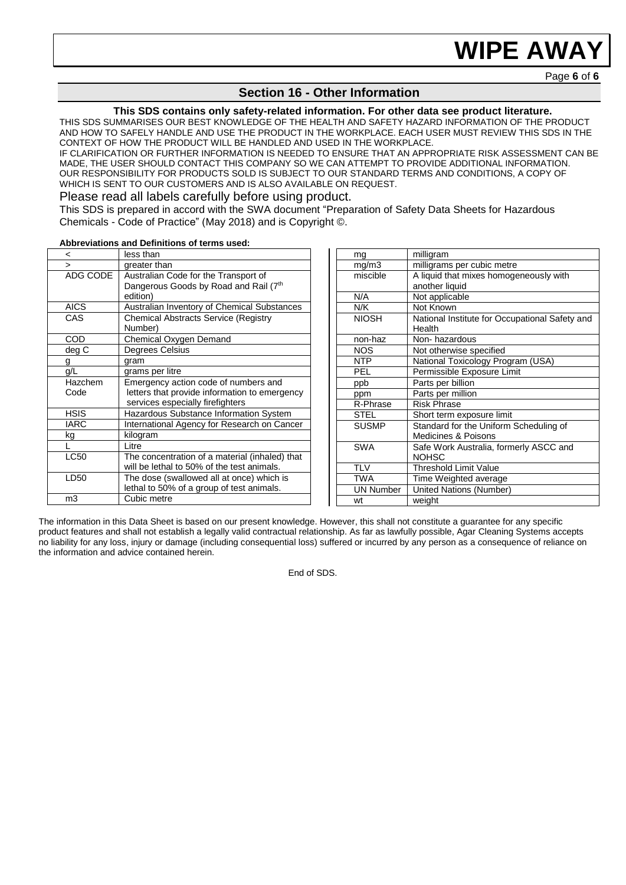## Section 16 - Other Information

**This SDS contains only safety-related information. For other data see product literature.**

THIS SDS SUMMARISES OUR BEST KNOWLEDGE OF THE HEALTH AND SAFETY HAZARD INFORMATION OF THE PRODUCT AND HOW TO SAFELY HANDLE AND USE THE PRODUCT IN THE WORKPLACE. EACH USER MUST REVIEW THIS SDS IN THE CONTEXT OF HOW THE PRODUCT WILL BE HANDLED AND USED IN THE WORKPLACE.

IF CLARIFICATION OR FURTHER INFORMATION IS NEEDED TO ENSURE THAT AN APPROPRIATE RISK ASSESSMENT CAN BE MADE, THE USER SHOULD CONTACT THIS COMPANY SO WE CAN ATTEMPT TO PROVIDE ADDITIONAL INFORMATION.

OUR RESPONSIBILITY FOR PRODUCTS SOLD IS SUBJECT TO OUR STANDARD TERMS AND CONDITIONS, A COPY OF WHICH IS SENT TO OUR CUSTOMERS AND IS ALSO AVAILABLE ON REQUEST.

Please read all labels carefully before using product.

This SDS is prepared in accord with the SWA document "Preparation of Safety Data Sheets for Hazardous Chemicals - Code of Practice" (May 2018) and is Copyright ©.

**Abbreviations and Definitions of terms used:**

| | |
|---|---|
| < | less than |
| > | greater than |
| ADG CODE | Australian Code for the Transport of Dangerous Goods by Road and Rail (7th edition) |
| AICS | Australian Inventory of Chemical Substances |
| CAS | Chemical Abstracts Service (Registry Number) |
| COD | Chemical Oxygen Demand |
| deg C | Degrees Celsius |
| g | gram |
| g/L | grams per litre |
| Hazchem Code | Emergency action code of numbers and letters that provide information to emergency services especially firefighters |
| HSIS | Hazardous Substance Information System |
| IARC | International Agency for Research on Cancer |
| kg | kilogram |
| L | Litre |
| LC50 | The concentration of a material (inhaled) that will be lethal to 50% of the test animals. |
| LD50 | The dose (swallowed all at once) which is lethal to 50% of a group of test animals. |
| m3 | Cubic metre |
| mg | milligram |
| mg/m3 | milligrams per cubic metre |
| miscible | A liquid that mixes homogeneously with another liquid |
| N/A | Not applicable |
| N/K | Not Known |
| NIOSH | National Institute for Occupational Safety and Health |
| non-haz | Non- hazardous |
| NOS | Not otherwise specified |
| NTP | National Toxicology Program (USA) |
| PEL | Permissible Exposure Limit |
| ppb | Parts per billion |
| ppm | Parts per million |
| R-Phrase | Risk Phrase |
| STEL | Short term exposure limit |
| SUSMP | Standard for the Uniform Scheduling of Medicines & Poisons |
| SWA | Safe Work Australia, formerly ASCC and NOHSC |
| TLV | Threshold Limit Value |
| TWA | Time Weighted average |
| UN Number | United Nations (Number) |
| wt | weight |

The information in this Data Sheet is based on our present knowledge. However, this shall not constitute a guarantee for any specific product features and shall not establish a legally valid contractual relationship. As far as lawfully possible, Agar Cleaning Systems accepts no liability for any loss, injury or damage (including consequential loss) suffered or incurred by any person as a consequence of reliance on the information and advice contained herein.

End of SDS.